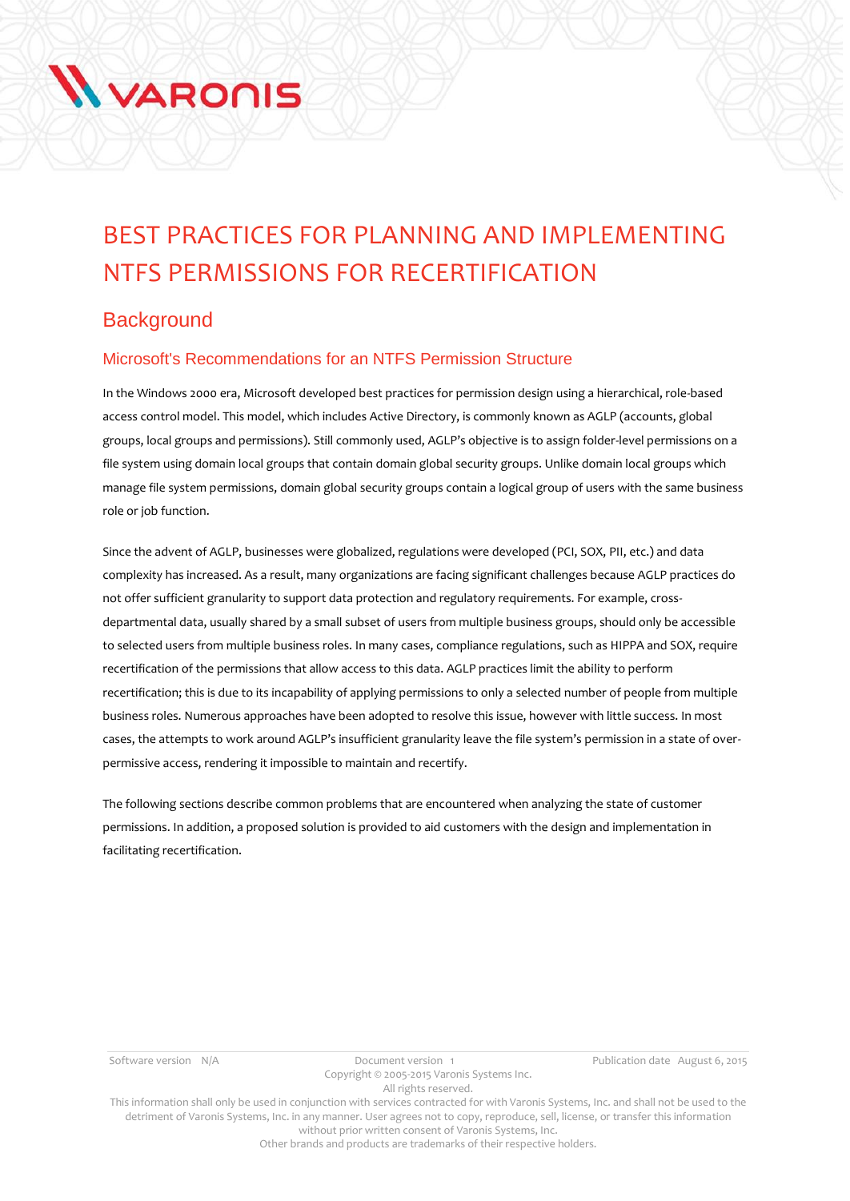# BEST PRACTICES FOR PLANNING AND IMPLEMENTING NTFS PERMISSIONS FOR RECERTIFICATION

## Background

### Microsoft's Recommendations for an NTFS Permission Structure

In the Windows 2000 era, Microsoft developed best practices for permission design using a hierarchical, role-based access control model. This model, which includes Active Directory, is commonly known as AGLP (accounts, global groups, local groups and permissions). Still commonly used, AGLP's objective is to assign folder-level permissions on a file system using domain local groups that contain domain global security groups. Unlike domain local groups which manage file system permissions, domain global security groups contain a logical group of users with the same business role or job function.

Since the advent of AGLP, businesses were globalized, regulations were developed (PCI, SOX, PII, etc.) and data complexity has increased. As a result, many organizations are facing significant challenges because AGLP practices do not offer sufficient granularity to support data protection and regulatory requirements. For example, cross-departmental data, usually shared by a small subset of users from multiple business groups, should only be accessible to selected users from multiple business roles. In many cases, compliance regulations, such as HIPPA and SOX, require recertification of the permissions that allow access to this data. AGLP practices limit the ability to perform recertification; this is due to its incapability of applying permissions to only a selected number of people from multiple business roles. Numerous approaches have been adopted to resolve this issue, however with little success. In most cases, the attempts to work around AGLP's insufficient granularity leave the file system's permission in a state of over-permissive access, rendering it impossible to maintain and recertify.

The following sections describe common problems that are encountered when analyzing the state of customer permissions. In addition, a proposed solution is provided to aid customers with the design and implementation in facilitating recertification.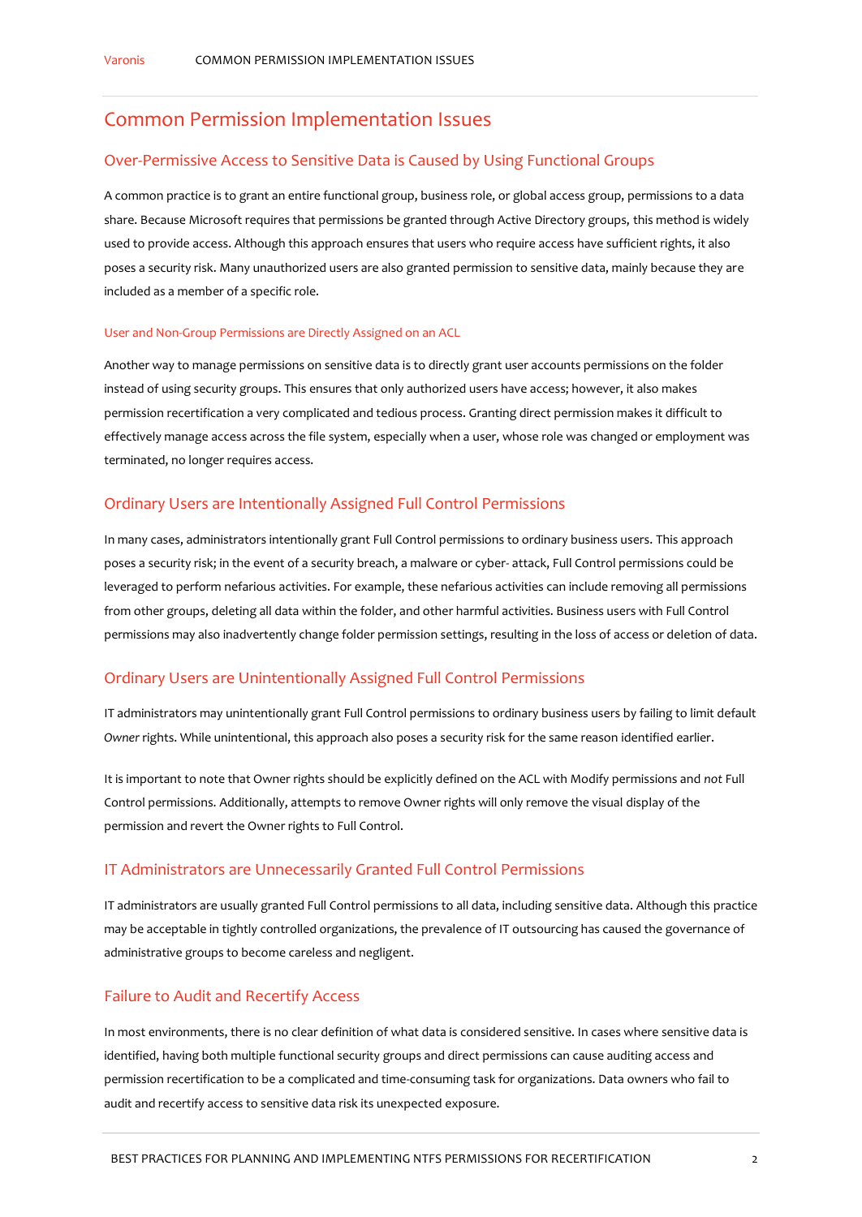# Common Permission Implementation Issues

## Over-Permissive Access to Sensitive Data is Caused by Using Functional Groups

A common practice is to grant an entire functional group, business role, or global access group, permissions to a data share. Because Microsoft requires that permissions be granted through Active Directory groups, this method is widely used to provide access. Although this approach ensures that users who require access have sufficient rights, it also poses a security risk. Many unauthorized users are also granted permission to sensitive data, mainly because they are included as a member of a specific role.

### User and Non-Group Permissions are Directly Assigned on an ACL

Another way to manage permissions on sensitive data is to directly grant user accounts permissions on the folder instead of using security groups. This ensures that only authorized users have access; however, it also makes permission recertification a very complicated and tedious process. Granting direct permission makes it difficult to effectively manage access across the file system, especially when a user, whose role was changed or employment was terminated, no longer requires access.

## Ordinary Users are Intentionally Assigned Full Control Permissions

In many cases, administrators intentionally grant Full Control permissions to ordinary business users. This approach poses a security risk; in the event of a security breach, a malware or cyber- attack, Full Control permissions could be leveraged to perform nefarious activities. For example, these nefarious activities can include removing all permissions from other groups, deleting all data within the folder, and other harmful activities. Business users with Full Control permissions may also inadvertently change folder permission settings, resulting in the loss of access or deletion of data.

## Ordinary Users are Unintentionally Assigned Full Control Permissions

IT administrators may unintentionally grant Full Control permissions to ordinary business users by failing to limit default *Owner* rights. While unintentional, this approach also poses a security risk for the same reason identified earlier.

It is important to note that Owner rights should be explicitly defined on the ACL with Modify permissions and *not* Full Control permissions. Additionally, attempts to remove Owner rights will only remove the visual display of the permission and revert the Owner rights to Full Control.

## IT Administrators are Unnecessarily Granted Full Control Permissions

IT administrators are usually granted Full Control permissions to all data, including sensitive data. Although this practice may be acceptable in tightly controlled organizations, the prevalence of IT outsourcing has caused the governance of administrative groups to become careless and negligent.

## Failure to Audit and Recertify Access

In most environments, there is no clear definition of what data is considered sensitive. In cases where sensitive data is identified, having both multiple functional security groups and direct permissions can cause auditing access and permission recertification to be a complicated and time-consuming task for organizations. Data owners who fail to audit and recertify access to sensitive data risk its unexpected exposure.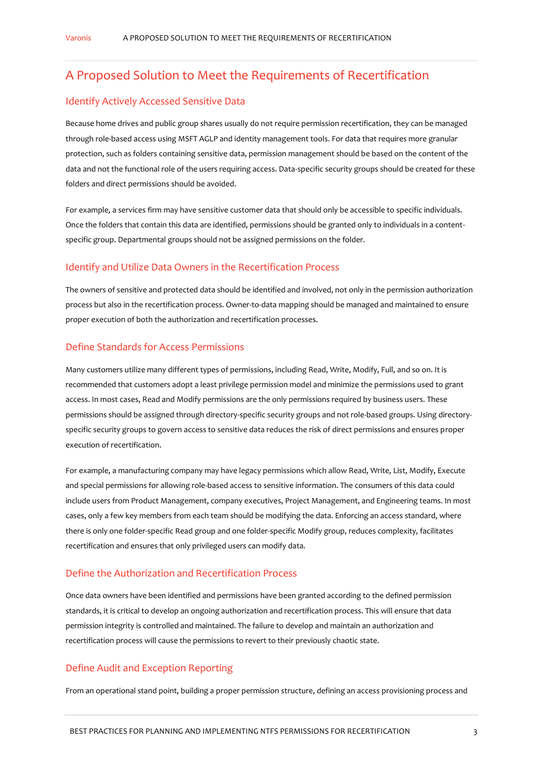## A Proposed Solution to Meet the Requirements of Recertification

### Identify Actively Accessed Sensitive Data

Because home drives and public group shares usually do not require permission recertification, they can be managed through role-based access using MSFT AGLP and identity management tools. For data that requires more granular protection, such as folders containing sensitive data, permission management should be based on the content of the data and not the functional role of the users requiring access. Data-specific security groups should be created for these folders and direct permissions should be avoided.

For example, a services firm may have sensitive customer data that should only be accessible to specific individuals. Once the folders that contain this data are identified, permissions should be granted only to individuals in a content-specific group. Departmental groups should not be assigned permissions on the folder.

### Identify and Utilize Data Owners in the Recertification Process

The owners of sensitive and protected data should be identified and involved, not only in the permission authorization process but also in the recertification process. Owner-to-data mapping should be managed and maintained to ensure proper execution of both the authorization and recertification processes.

### Define Standards for Access Permissions

Many customers utilize many different types of permissions, including Read, Write, Modify, Full, and so on. It is recommended that customers adopt a least privilege permission model and minimize the permissions used to grant access. In most cases, Read and Modify permissions are the only permissions required by business users. These permissions should be assigned through directory-specific security groups and not role-based groups. Using directory-specific security groups to govern access to sensitive data reduces the risk of direct permissions and ensures proper execution of recertification.

For example, a manufacturing company may have legacy permissions which allow Read, Write, List, Modify, Execute and special permissions for allowing role-based access to sensitive information. The consumers of this data could include users from Product Management, company executives, Project Management, and Engineering teams. In most cases, only a few key members from each team should be modifying the data. Enforcing an access standard, where there is only one folder-specific Read group and one folder-specific Modify group, reduces complexity, facilitates recertification and ensures that only privileged users can modify data.

### Define the Authorization and Recertification Process

Once data owners have been identified and permissions have been granted according to the defined permission standards, it is critical to develop an ongoing authorization and recertification process. This will ensure that data permission integrity is controlled and maintained. The failure to develop and maintain an authorization and recertification process will cause the permissions to revert to their previously chaotic state.

### Define Audit and Exception Reporting

From an operational stand point, building a proper permission structure, defining an access provisioning process and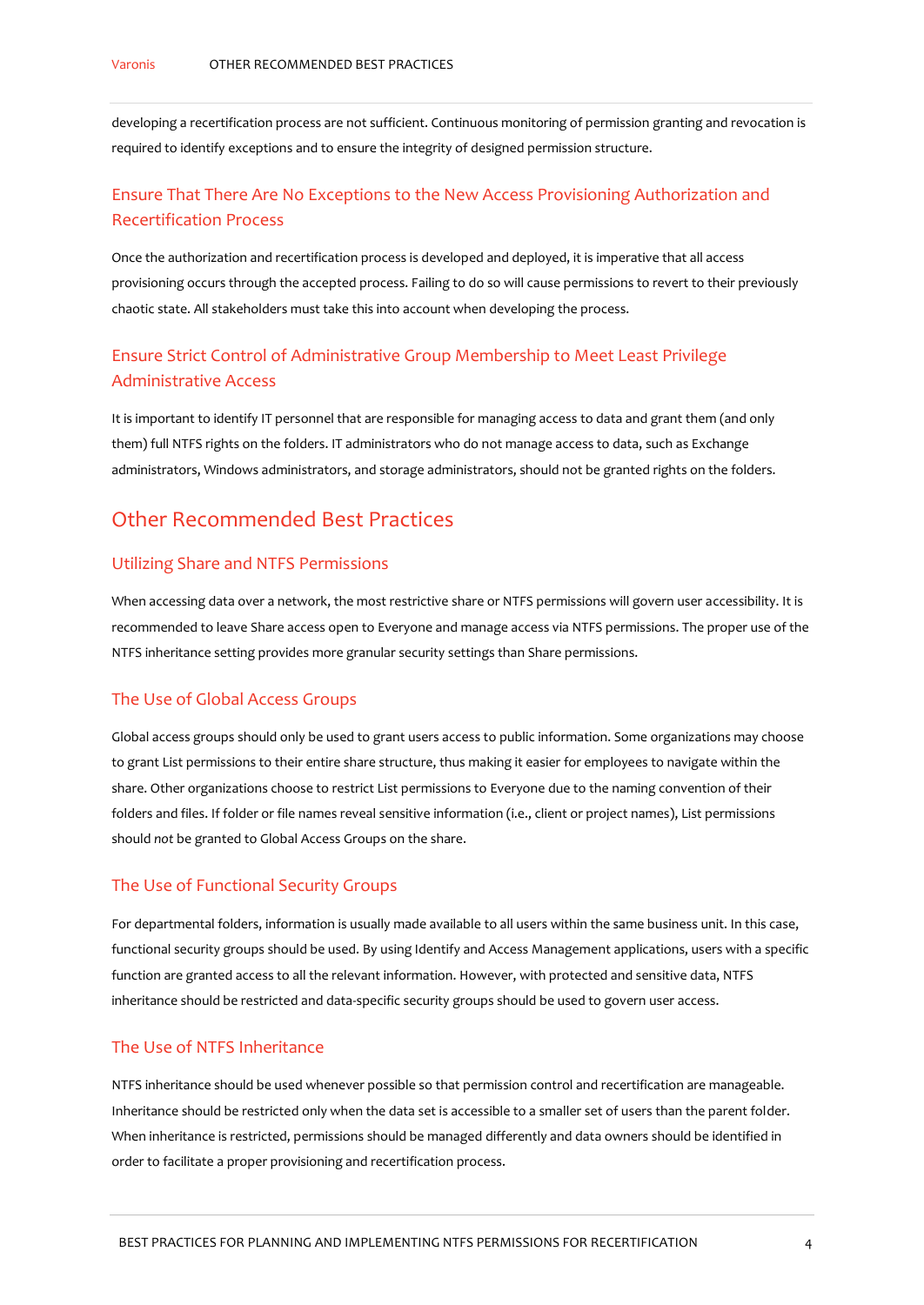developing a recertification process are not sufficient. Continuous monitoring of permission granting and revocation is required to identify exceptions and to ensure the integrity of designed permission structure.

### Ensure That There Are No Exceptions to the New Access Provisioning Authorization and Recertification Process

Once the authorization and recertification process is developed and deployed, it is imperative that all access provisioning occurs through the accepted process. Failing to do so will cause permissions to revert to their previously chaotic state. All stakeholders must take this into account when developing the process.

### Ensure Strict Control of Administrative Group Membership to Meet Least Privilege Administrative Access

It is important to identify IT personnel that are responsible for managing access to data and grant them (and only them) full NTFS rights on the folders. IT administrators who do not manage access to data, such as Exchange administrators, Windows administrators, and storage administrators, should not be granted rights on the folders.

## Other Recommended Best Practices

### Utilizing Share and NTFS Permissions

When accessing data over a network, the most restrictive share or NTFS permissions will govern user accessibility. It is recommended to leave Share access open to Everyone and manage access via NTFS permissions. The proper use of the NTFS inheritance setting provides more granular security settings than Share permissions.

### The Use of Global Access Groups

Global access groups should only be used to grant users access to public information. Some organizations may choose to grant List permissions to their entire share structure, thus making it easier for employees to navigate within the share. Other organizations choose to restrict List permissions to Everyone due to the naming convention of their folders and files. If folder or file names reveal sensitive information (i.e., client or project names), List permissions should *not* be granted to Global Access Groups on the share.

### The Use of Functional Security Groups

For departmental folders, information is usually made available to all users within the same business unit. In this case, functional security groups should be used. By using Identify and Access Management applications, users with a specific function are granted access to all the relevant information. However, with protected and sensitive data, NTFS inheritance should be restricted and data-specific security groups should be used to govern user access.

### The Use of NTFS Inheritance

NTFS inheritance should be used whenever possible so that permission control and recertification are manageable. Inheritance should be restricted only when the data set is accessible to a smaller set of users than the parent folder. When inheritance is restricted, permissions should be managed differently and data owners should be identified in order to facilitate a proper provisioning and recertification process.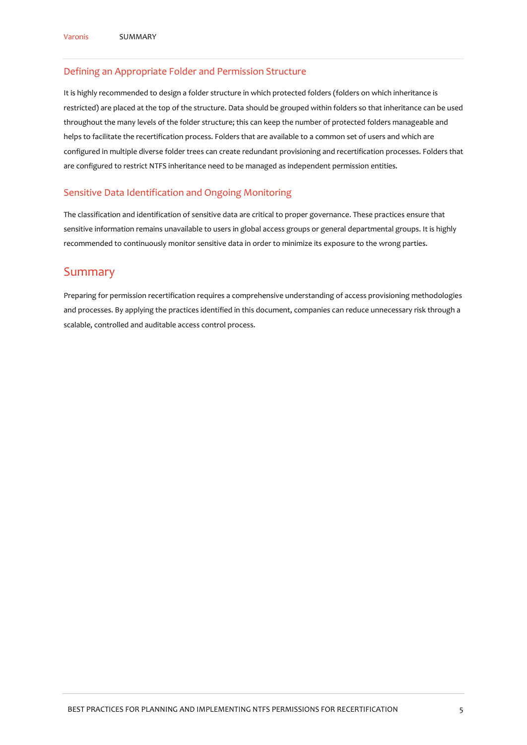## Defining an Appropriate Folder and Permission Structure

It is highly recommended to design a folder structure in which protected folders (folders on which inheritance is restricted) are placed at the top of the structure. Data should be grouped within folders so that inheritance can be used throughout the many levels of the folder structure; this can keep the number of protected folders manageable and helps to facilitate the recertification process. Folders that are available to a common set of users and which are configured in multiple diverse folder trees can create redundant provisioning and recertification processes. Folders that are configured to restrict NTFS inheritance need to be managed as independent permission entities.

## Sensitive Data Identification and Ongoing Monitoring

The classification and identification of sensitive data are critical to proper governance. These practices ensure that sensitive information remains unavailable to users in global access groups or general departmental groups. It is highly recommended to continuously monitor sensitive data in order to minimize its exposure to the wrong parties.

# Summary

Preparing for permission recertification requires a comprehensive understanding of access provisioning methodologies and processes. By applying the practices identified in this document, companies can reduce unnecessary risk through a scalable, controlled and auditable access control process.